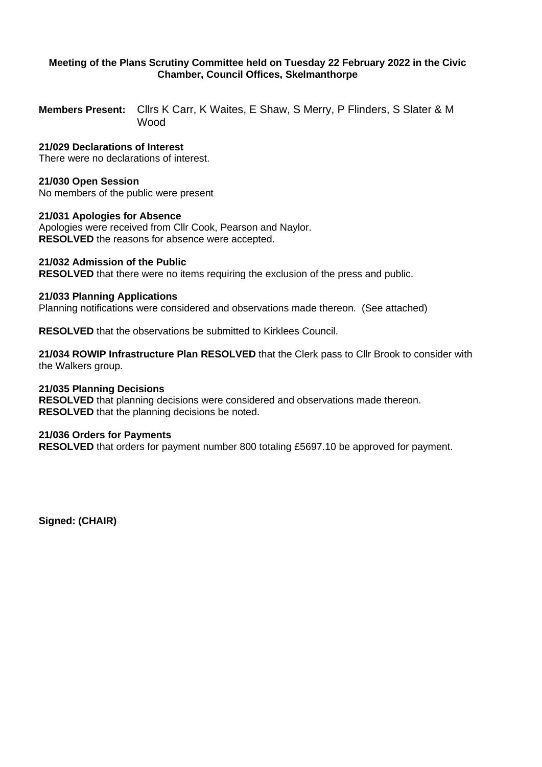**Meeting of the Plans Scrutiny Committee held on Tuesday 22 February 2022 in the Civic Chamber, Council Offices, Skelmanthorpe**

**Members Present:** Cllrs K Carr, K Waites, E Shaw, S Merry, P Flinders, S Slater & M Wood

**21/029 Declarations of Interest**
There were no declarations of interest.

**21/030 Open Session**
No members of the public were present

**21/031 Apologies for Absence**
Apologies were received from Cllr Cook, Pearson and Naylor.
**RESOLVED** the reasons for absence were accepted.

**21/032 Admission of the Public**
**RESOLVED** that there were no items requiring the exclusion of the press and public.

**21/033 Planning Applications**
Planning notifications were considered and observations made thereon. (See attached)

**RESOLVED** that the observations be submitted to Kirklees Council.

**21/034 ROWIP Infrastructure Plan RESOLVED** that the Clerk pass to Cllr Brook to consider with the Walkers group.

**21/035 Planning Decisions**
**RESOLVED** that planning decisions were considered and observations made thereon.
**RESOLVED** that the planning decisions be noted.

**21/036 Orders for Payments**
**RESOLVED** that orders for payment number 800 totaling £5697.10 be approved for payment.

**Signed: (CHAIR)**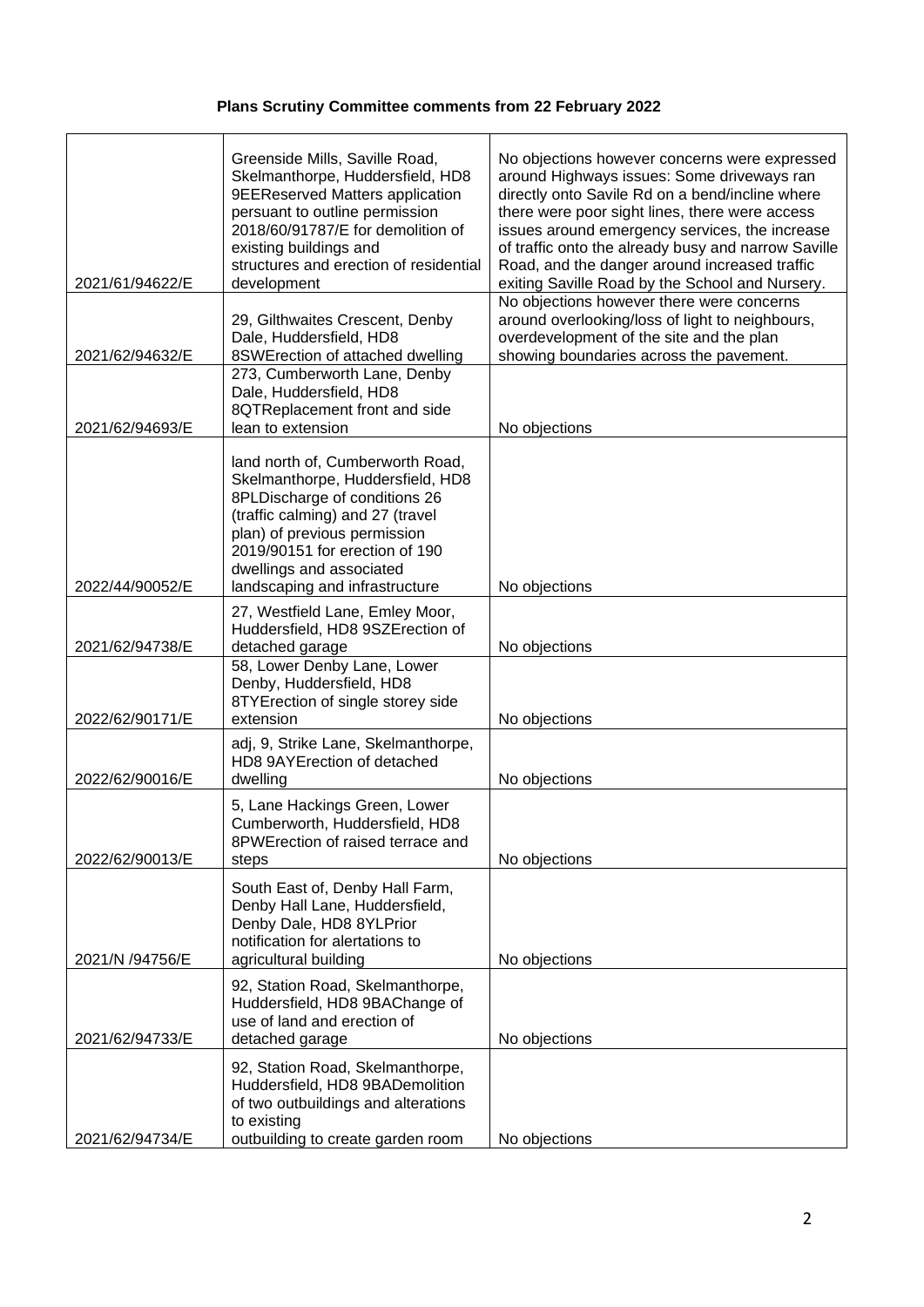**Plans Scrutiny Committee comments from 22 February 2022**

| | | |
|---|---|---|
| 2021/61/94622/E | Greenside Mills, Saville Road, Skelmanthorpe, Huddersfield, HD8 9EEReserved Matters application persuant to outline permission 2018/60/91787/E for demolition of existing buildings and structures and erection of residential development | No objections however concerns were expressed around Highways issues: Some driveways ran directly onto Savile Rd on a bend/incline where there were poor sight lines, there were access issues around emergency services, the increase of traffic onto the already busy and narrow Saville Road, and the danger around increased traffic exiting Saville Road by the School and Nursery. |
| 2021/62/94632/E | 29, Gilthwaites Crescent, Denby Dale, Huddersfield, HD8 8SWErection of attached dwelling | No objections however there were concerns around overlooking/loss of light to neighbours, overdevelopment of the site and the plan showing boundaries across the pavement. |
| 2021/62/94693/E | 273, Cumberworth Lane, Denby Dale, Huddersfield, HD8 8QTReplacement front and side lean to extension | No objections |
| 2022/44/90052/E | land north of, Cumberworth Road, Skelmanthorpe, Huddersfield, HD8 8PLDischarge of conditions 26 (traffic calming) and 27 (travel plan) of previous permission 2019/90151 for erection of 190 dwellings and associated landscaping and infrastructure | No objections |
| 2021/62/94738/E | 27, Westfield Lane, Emley Moor, Huddersfield, HD8 9SZErection of detached garage | No objections |
| 2022/62/90171/E | 58, Lower Denby Lane, Lower Denby, Huddersfield, HD8 8TYErection of single storey side extension | No objections |
| 2022/62/90016/E | adj, 9, Strike Lane, Skelmanthorpe, HD8 9AYErection of detached dwelling | No objections |
| 2022/62/90013/E | 5, Lane Hackings Green, Lower Cumberworth, Huddersfield, HD8 8PWErection of raised terrace and steps | No objections |
| 2021/N /94756/E | South East of, Denby Hall Farm, Denby Hall Lane, Huddersfield, Denby Dale, HD8 8YLPrior notification for alertations to agricultural building | No objections |
| 2021/62/94733/E | 92, Station Road, Skelmanthorpe, Huddersfield, HD8 9BAChange of use of land and erection of detached garage | No objections |
| 2021/62/94734/E | 92, Station Road, Skelmanthorpe, Huddersfield, HD8 9BADemolition of two outbuildings and alterations to existing outbuilding to create garden room | No objections |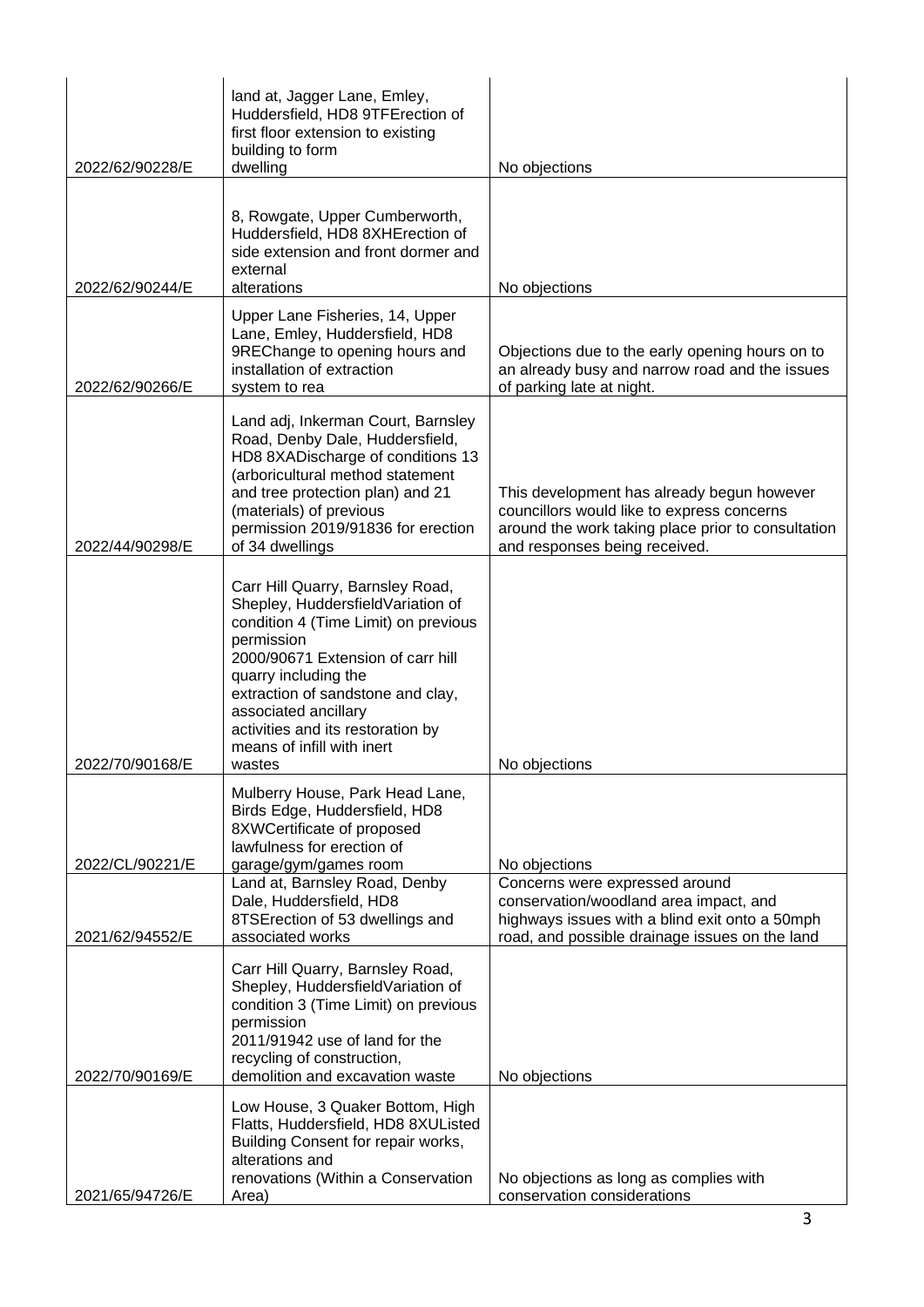| | | |
|---|---|---|
| 2022/62/90228/E | land at, Jagger Lane, Emley, Huddersfield, HD8 9TFErection of first floor extension to existing building to form dwelling | No objections |
| 2022/62/90244/E | 8, Rowgate, Upper Cumberworth, Huddersfield, HD8 8XHErection of side extension and front dormer and external alterations | No objections |
| 2022/62/90266/E | Upper Lane Fisheries, 14, Upper Lane, Emley, Huddersfield, HD8 9REChange to opening hours and installation of extraction system to rea | Objections due to the early opening hours on to an already busy and narrow road and the issues of parking late at night. |
| 2022/44/90298/E | Land adj, Inkerman Court, Barnsley Road, Denby Dale, Huddersfield, HD8 8XADischarge of conditions 13 (arboricultural method statement and tree protection plan) and 21 (materials) of previous permission 2019/91836 for erection of 34 dwellings | This development has already begun however councillors would like to express concerns around the work taking place prior to consultation and responses being received. |
| 2022/70/90168/E | Carr Hill Quarry, Barnsley Road, Shepley, HuddersfieldVariation of condition 4 (Time Limit) on previous permission 2000/90671 Extension of carr hill quarry including the extraction of sandstone and clay, associated ancillary activities and its restoration by means of infill with inert wastes | No objections |
| 2022/CL/90221/E | Mulberry House, Park Head Lane, Birds Edge, Huddersfield, HD8 8XWCertificate of proposed lawfulness for erection of garage/gym/games room | No objections |
| 2021/62/94552/E | Land at, Barnsley Road, Denby Dale, Huddersfield, HD8 8TSErection of 53 dwellings and associated works | Concerns were expressed around conservation/woodland area impact, and highways issues with a blind exit onto a 50mph road, and possible drainage issues on the land |
| 2022/70/90169/E | Carr Hill Quarry, Barnsley Road, Shepley, HuddersfieldVariation of condition 3 (Time Limit) on previous permission 2011/91942 use of land for the recycling of construction, demolition and excavation waste | No objections |
| 2021/65/94726/E | Low House, 3 Quaker Bottom, High Flatts, Huddersfield, HD8 8XUListed Building Consent for repair works, alterations and renovations (Within a Conservation Area) | No objections as long as complies with conservation considerations |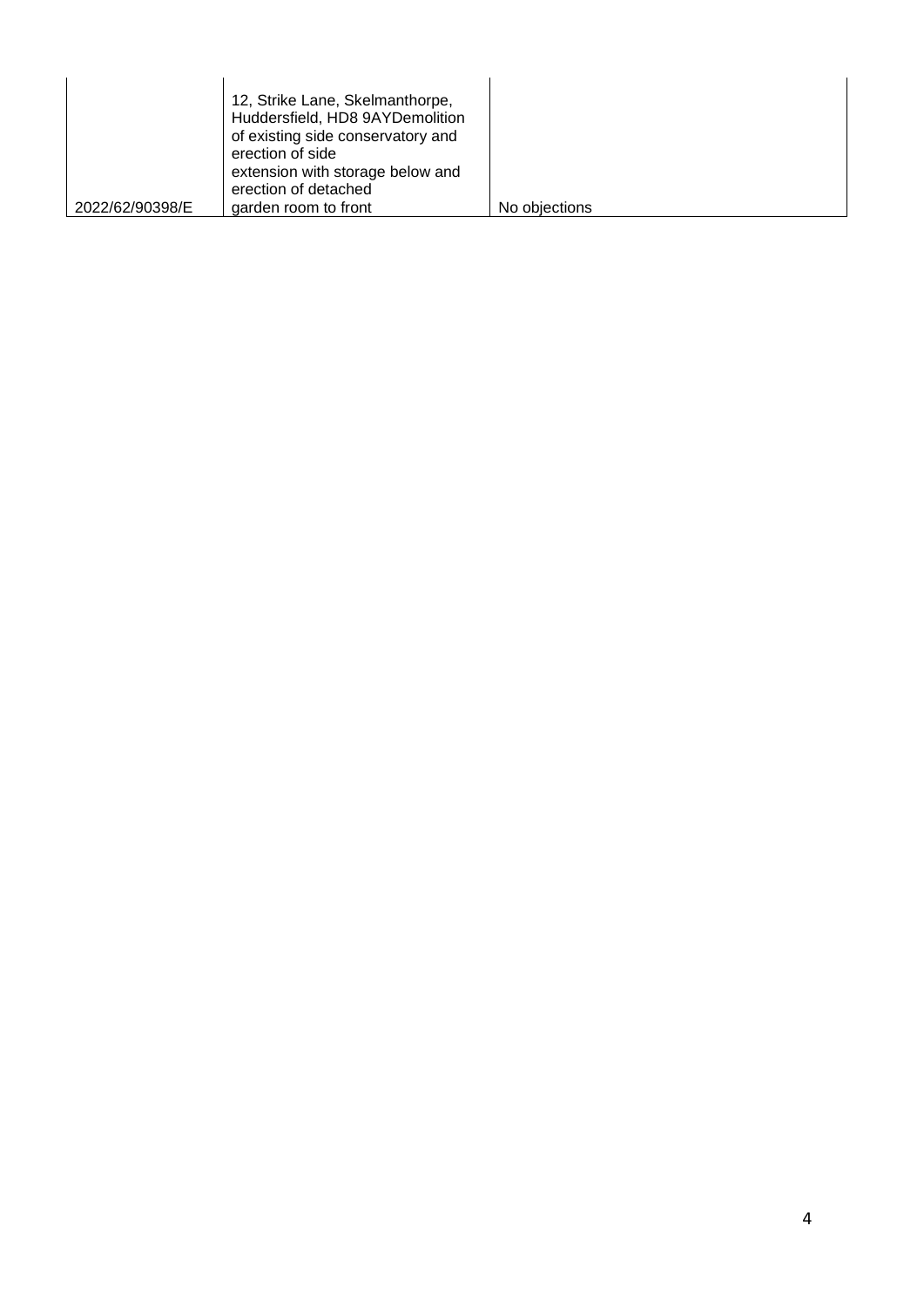| | | |
|---|---|---|
| 2022/62/90398/E | 12, Strike Lane, Skelmanthorpe, Huddersfield, HD8 9AYDemolition of existing side conservatory and erection of side extension with storage below and erection of detached garden room to front | No objections |